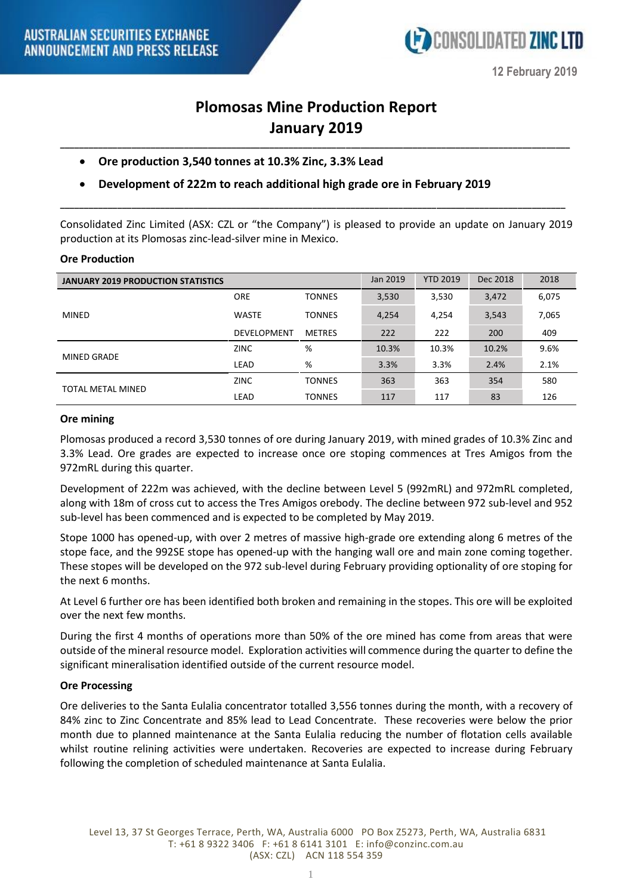AUSTRALIAN SECURITIES EXCHANGE ANNOUNCEMENT AND PRESS RELEASE

CONSOLIDATED ZINC LTD

12 February 2019

# Plomosas Mine Production Report January 2019

- **Ore production 3,540 tonnes at 10.3% Zinc, 3.3% Lead**
- **Development of 222m to reach additional high grade ore in February 2019**

Consolidated Zinc Limited (ASX: CZL or "the Company") is pleased to provide an update on January 2019 production at its Plomosas zinc-lead-silver mine in Mexico.

**Ore Production**

| JANUARY 2019 PRODUCTION STATISTICS | | | Jan 2019 | YTD 2019 | Dec 2018 | 2018 |
|---|---|---|---|---|---|---|
| MINED | ORE | TONNES | 3,530 | 3,530 | 3,472 | 6,075 |
| | WASTE | TONNES | 4,254 | 4,254 | 3,543 | 7,065 |
| | DEVELOPMENT | METRES | 222 | 222 | 200 | 409 |
| MINED GRADE | ZINC | % | 10.3% | 10.3% | 10.2% | 9.6% |
| | LEAD | % | 3.3% | 3.3% | 2.4% | 2.1% |
| TOTAL METAL MINED | ZINC | TONNES | 363 | 363 | 354 | 580 |
| | LEAD | TONNES | 117 | 117 | 83 | 126 |

**Ore mining**

Plomosas produced a record 3,530 tonnes of ore during January 2019, with mined grades of 10.3% Zinc and 3.3% Lead. Ore grades are expected to increase once ore stoping commences at Tres Amigos from the 972mRL during this quarter.

Development of 222m was achieved, with the decline between Level 5 (992mRL) and 972mRL completed, along with 18m of cross cut to access the Tres Amigos orebody. The decline between 972 sub-level and 952 sub-level has been commenced and is expected to be completed by May 2019.

Stope 1000 has opened-up, with over 2 metres of massive high-grade ore extending along 6 metres of the stope face, and the 992SE stope has opened-up with the hanging wall ore and main zone coming together. These stopes will be developed on the 972 sub-level during February providing optionality of ore stoping for the next 6 months.

At Level 6 further ore has been identified both broken and remaining in the stopes. This ore will be exploited over the next few months.

During the first 4 months of operations more than 50% of the ore mined has come from areas that were outside of the mineral resource model. Exploration activities will commence during the quarter to define the significant mineralisation identified outside of the current resource model.

**Ore Processing**

Ore deliveries to the Santa Eulalia concentrator totalled 3,556 tonnes during the month, with a recovery of 84% zinc to Zinc Concentrate and 85% lead to Lead Concentrate. These recoveries were below the prior month due to planned maintenance at the Santa Eulalia reducing the number of flotation cells available whilst routine relining activities were undertaken. Recoveries are expected to increase during February following the completion of scheduled maintenance at Santa Eulalia.

Level 13, 37 St Georges Terrace, Perth, WA, Australia 6000 PO Box Z5273, Perth, WA, Australia 6831
T: +61 8 9322 3406 F: +61 8 6141 3101 E: info@conzinc.com.au
(ASX: CZL) ACN 118 554 359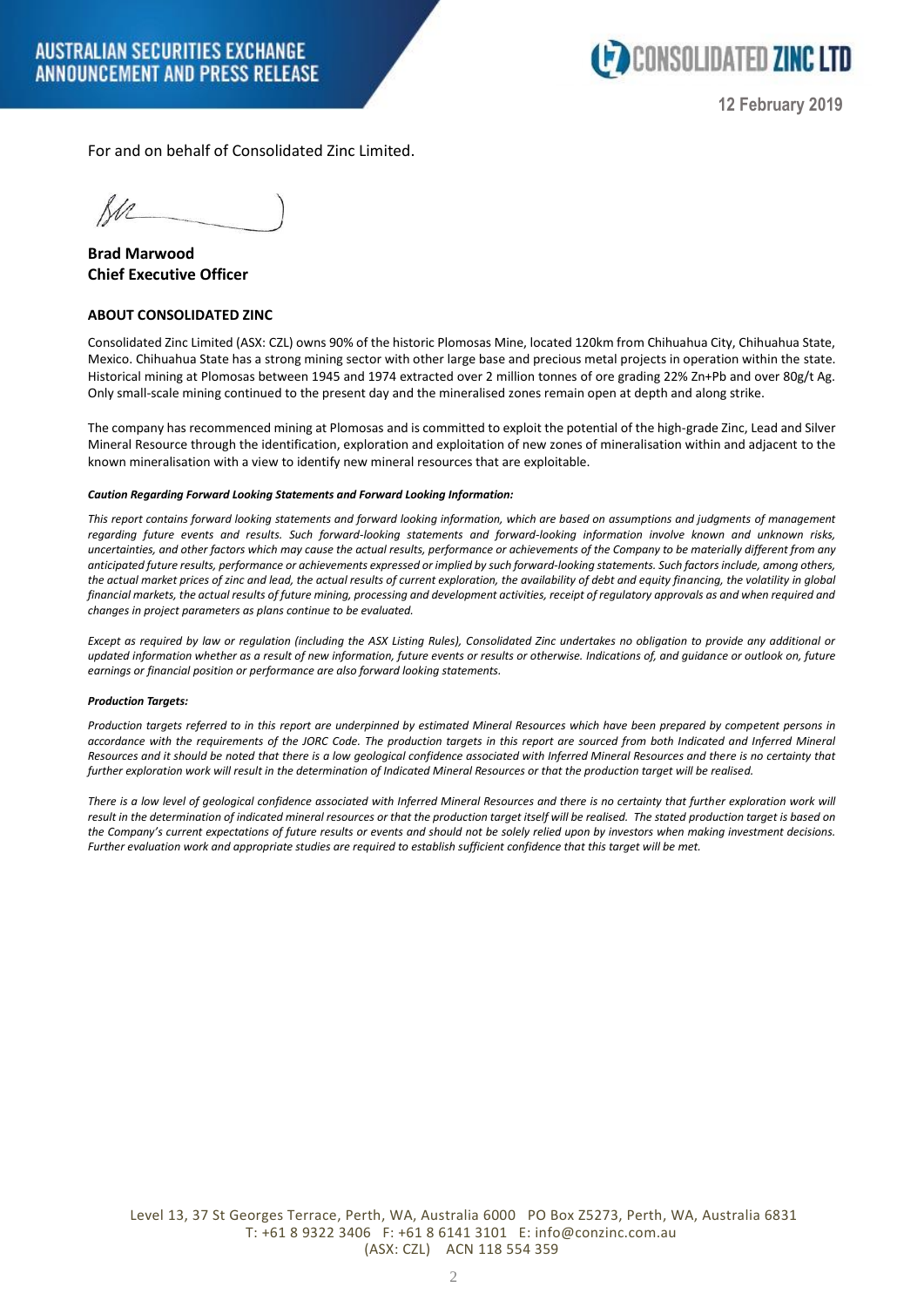For and on behalf of Consolidated Zinc Limited.

**Brad Marwood**
**Chief Executive Officer**

**ABOUT CONSOLIDATED ZINC**

Consolidated Zinc Limited (ASX: CZL) owns 90% of the historic Plomosas Mine, located 120km from Chihuahua City, Chihuahua State, Mexico. Chihuahua State has a strong mining sector with other large base and precious metal projects in operation within the state. Historical mining at Plomosas between 1945 and 1974 extracted over 2 million tonnes of ore grading 22% Zn+Pb and over 80g/t Ag. Only small-scale mining continued to the present day and the mineralised zones remain open at depth and along strike.

The company has recommenced mining at Plomosas and is committed to exploit the potential of the high-grade Zinc, Lead and Silver Mineral Resource through the identification, exploration and exploitation of new zones of mineralisation within and adjacent to the known mineralisation with a view to identify new mineral resources that are exploitable.

***Caution Regarding Forward Looking Statements and Forward Looking Information:***

*This report contains forward looking statements and forward looking information, which are based on assumptions and judgments of management regarding future events and results. Such forward-looking statements and forward-looking information involve known and unknown risks, uncertainties, and other factors which may cause the actual results, performance or achievements of the Company to be materially different from any anticipated future results, performance or achievements expressed or implied by such forward-looking statements. Such factors include, among others, the actual market prices of zinc and lead, the actual results of current exploration, the availability of debt and equity financing, the volatility in global financial markets, the actual results of future mining, processing and development activities, receipt of regulatory approvals as and when required and changes in project parameters as plans continue to be evaluated.*

*Except as required by law or regulation (including the ASX Listing Rules), Consolidated Zinc undertakes no obligation to provide any additional or updated information whether as a result of new information, future events or results or otherwise. Indications of, and guidance or outlook on, future earnings or financial position or performance are also forward looking statements.*

***Production Targets:***

*Production targets referred to in this report are underpinned by estimated Mineral Resources which have been prepared by competent persons in accordance with the requirements of the JORC Code. The production targets in this report are sourced from both Indicated and Inferred Mineral Resources and it should be noted that there is a low geological confidence associated with Inferred Mineral Resources and there is no certainty that further exploration work will result in the determination of Indicated Mineral Resources or that the production target will be realised.*

*There is a low level of geological confidence associated with Inferred Mineral Resources and there is no certainty that further exploration work will result in the determination of indicated mineral resources or that the production target itself will be realised. The stated production target is based on the Company's current expectations of future results or events and should not be solely relied upon by investors when making investment decisions. Further evaluation work and appropriate studies are required to establish sufficient confidence that this target will be met.*